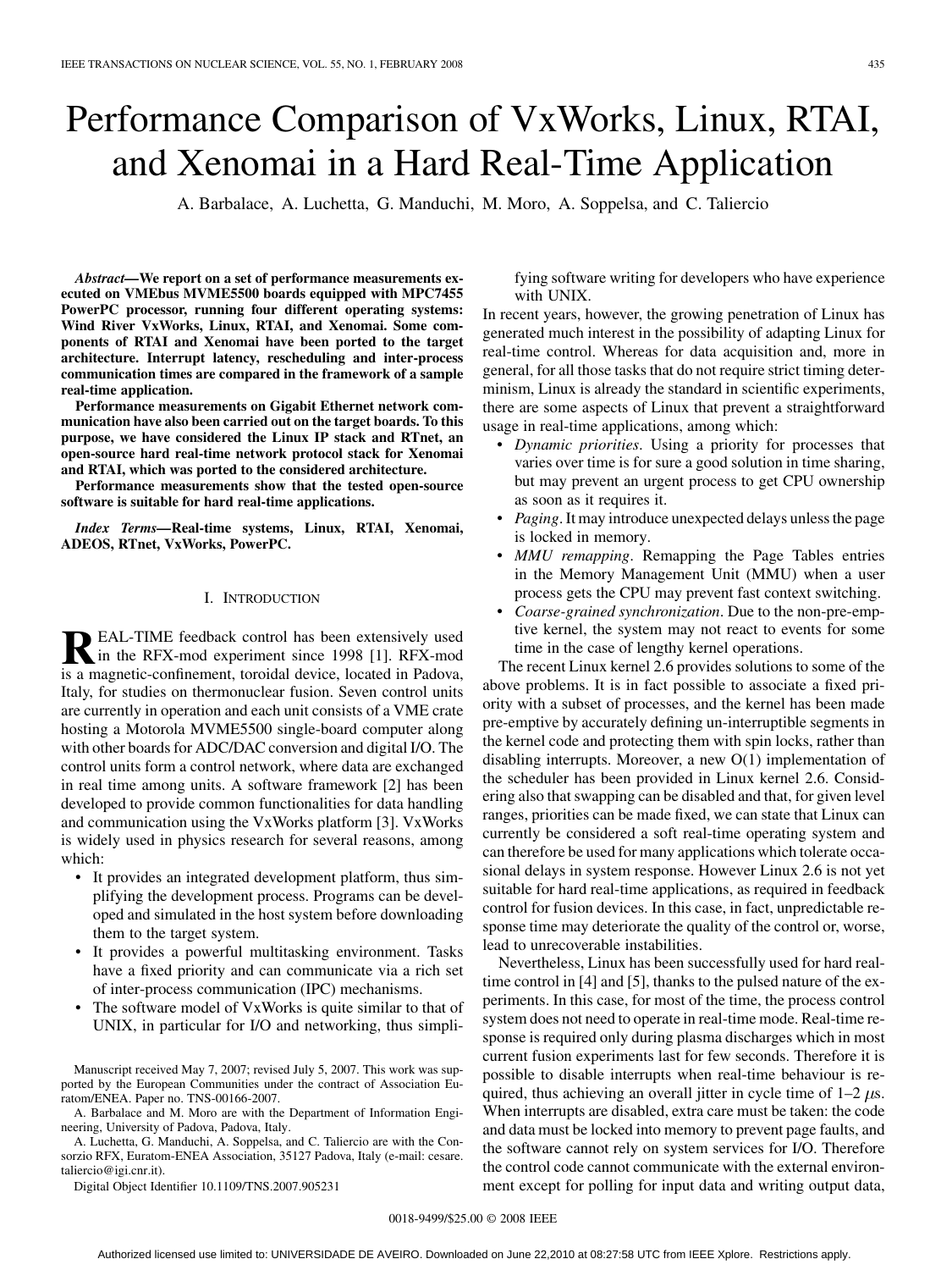# Performance Comparison of VxWorks, Linux, RTAI, and Xenomai in a Hard Real-Time Application

A. Barbalace, A. Luchetta, G. Manduchi, M. Moro, A. Soppelsa, and C. Taliercio

***Abstract*—We report on a set of performance measurements executed on VMEbus MVME5500 boards equipped with MPC7455 PowerPC processor, running four different operating systems: Wind River VxWorks, Linux, RTAI, and Xenomai. Some components of RTAI and Xenomai have been ported to the target architecture. Interrupt latency, rescheduling and inter-process communication times are compared in the framework of a sample real-time application.**

**Performance measurements on Gigabit Ethernet network communication have also been carried out on the target boards. To this purpose, we have considered the Linux IP stack and RTnet, an open-source hard real-time network protocol stack for Xenomai and RTAI, which was ported to the considered architecture.**

**Performance measurements show that the tested open-source software is suitable for hard real-time applications.**

***Index Terms*—Real-time systems, Linux, RTAI, Xenomai, ADEOS, RTnet, VxWorks, PowerPC.**

## I. Introduction

REAL-TIME feedback control has been extensively used in the RFX-mod experiment since 1998 [1]. RFX-mod is a magnetic-confinement, toroidal device, located in Padova, Italy, for studies on thermonuclear fusion. Seven control units are currently in operation and each unit consists of a VME crate hosting a Motorola MVME5500 single-board computer along with other boards for ADC/DAC conversion and digital I/O. The control units form a control network, where data are exchanged in real time among units. A software framework [2] has been developed to provide common functionalities for data handling and communication using the VxWorks platform [3]. VxWorks is widely used in physics research for several reasons, among which:

- It provides an integrated development platform, thus simplifying the development process. Programs can be developed and simulated in the host system before downloading them to the target system.
- It provides a powerful multitasking environment. Tasks have a fixed priority and can communicate via a rich set of inter-process communication (IPC) mechanisms.
- The software model of VxWorks is quite similar to that of UNIX, in particular for I/O and networking, thus simplifying software writing for developers who have experience with UNIX.

In recent years, however, the growing penetration of Linux has generated much interest in the possibility of adapting Linux for real-time control. Whereas for data acquisition and, more in general, for all those tasks that do not require strict timing determinism, Linux is already the standard in scientific experiments, there are some aspects of Linux that prevent a straightforward usage in real-time applications, among which:

- *Dynamic priorities*. Using a priority for processes that varies over time is for sure a good solution in time sharing, but may prevent an urgent process to get CPU ownership as soon as it requires it.
- *Paging*. It may introduce unexpected delays unless the page is locked in memory.
- *MMU remapping*. Remapping the Page Tables entries in the Memory Management Unit (MMU) when a user process gets the CPU may prevent fast context switching.
- *Coarse-grained synchronization*. Due to the non-pre-emptive kernel, the system may not react to events for some time in the case of lengthy kernel operations.

The recent Linux kernel 2.6 provides solutions to some of the above problems. It is in fact possible to associate a fixed priority with a subset of processes, and the kernel has been made pre-emptive by accurately defining un-interruptible segments in the kernel code and protecting them with spin locks, rather than disabling interrupts. Moreover, a new O(1) implementation of the scheduler has been provided in Linux kernel 2.6. Considering also that swapping can be disabled and that, for given level ranges, priorities can be made fixed, we can state that Linux can currently be considered a soft real-time operating system and can therefore be used for many applications which tolerate occasional delays in system response. However Linux 2.6 is not yet suitable for hard real-time applications, as required in feedback control for fusion devices. In this case, in fact, unpredictable response time may deteriorate the quality of the control or, worse, lead to unrecoverable instabilities.

Nevertheless, Linux has been successfully used for hard real-time control in [4] and [5], thanks to the pulsed nature of the experiments. In this case, for most of the time, the process control system does not need to operate in real-time mode. Real-time response is required only during plasma discharges which in most current fusion experiments last for few seconds. Therefore it is possible to disable interrupts when real-time behaviour is required, thus achieving an overall jitter in cycle time of 1–2 $\mu$s. When interrupts are disabled, extra care must be taken: the code and data must be locked into memory to prevent page faults, and the software cannot rely on system services for I/O. Therefore the control code cannot communicate with the external environment except for polling for input data and writing output data,

Manuscript received May 7, 2007; revised July 5, 2007. This work was supported by the European Communities under the contract of Association Euratom/ENEA. Paper no. TNS-00166-2007.

A. Barbalace and M. Moro are with the Department of Information Engineering, University of Padova, Padova, Italy.

A. Luchetta, G. Manduchi, A. Soppelsa, and C. Taliercio are with the Consorzio RFX, Euratom-ENEA Association, 35127 Padova, Italy (e-mail: cesare.taliercio@igi.cnr.it).

Digital Object Identifier 10.1109/TNS.2007.905231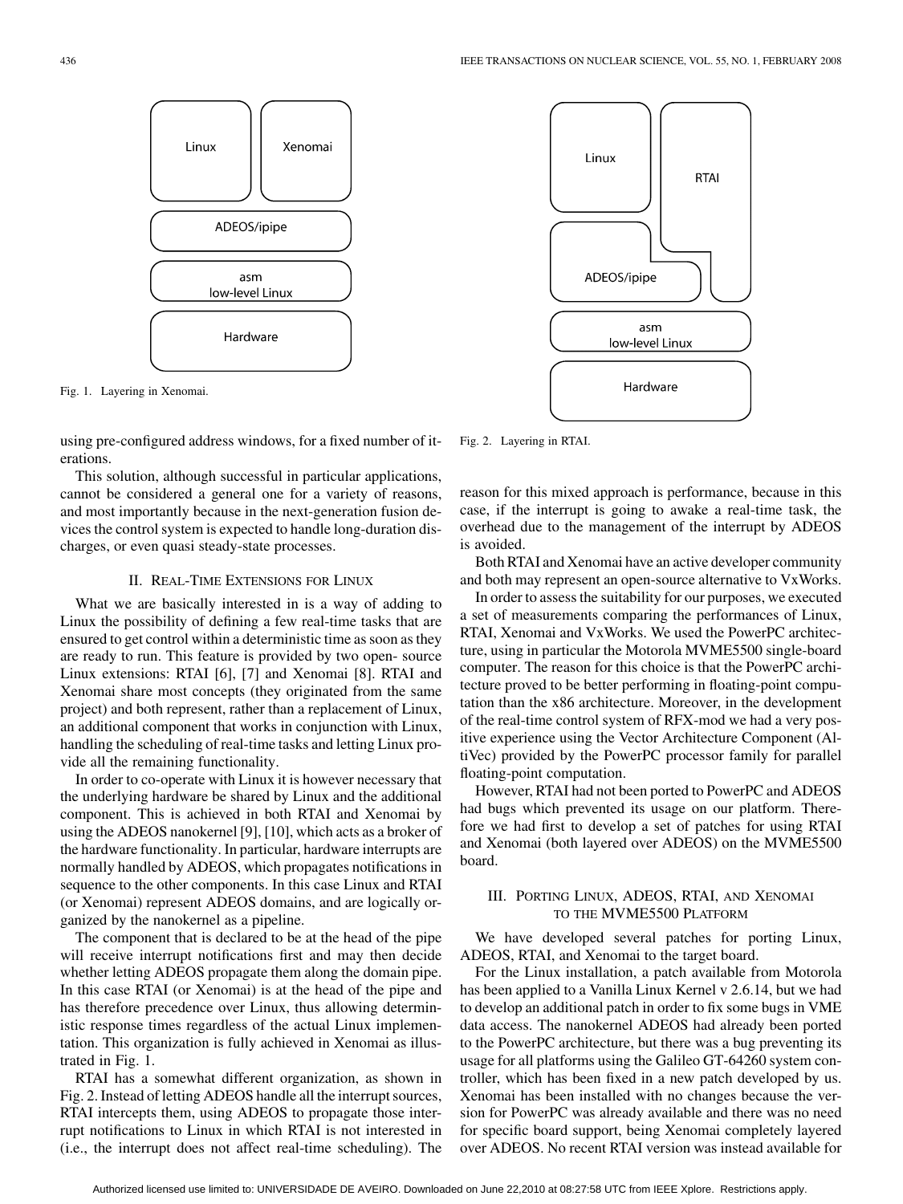Linux

Xenomai

ADEOS/ipipe

asm
low-level Linux

Hardware

Fig. 1. Layering in Xenomai.

Linux

RTAI

ADEOS/ipipe

asm
low-level Linux

Hardware

Fig. 2. Layering in RTAI.

using pre-configured address windows, for a fixed number of iterations.

This solution, although successful in particular applications, cannot be considered a general one for a variety of reasons, and most importantly because in the next-generation fusion devices the control system is expected to handle long-duration discharges, or even quasi steady-state processes.

## II. Real-Time Extensions for Linux

What we are basically interested in is a way of adding to Linux the possibility of defining a few real-time tasks that are ensured to get control within a deterministic time as soon as they are ready to run. This feature is provided by two open- source Linux extensions: RTAI [6], [7] and Xenomai [8]. RTAI and Xenomai share most concepts (they originated from the same project) and both represent, rather than a replacement of Linux, an additional component that works in conjunction with Linux, handling the scheduling of real-time tasks and letting Linux provide all the remaining functionality.

In order to co-operate with Linux it is however necessary that the underlying hardware be shared by Linux and the additional component. This is achieved in both RTAI and Xenomai by using the ADEOS nanokernel [9], [10], which acts as a broker of the hardware functionality. In particular, hardware interrupts are normally handled by ADEOS, which propagates notifications in sequence to the other components. In this case Linux and RTAI (or Xenomai) represent ADEOS domains, and are logically organized by the nanokernel as a pipeline.

The component that is declared to be at the head of the pipe will receive interrupt notifications first and may then decide whether letting ADEOS propagate them along the domain pipe. In this case RTAI (or Xenomai) is at the head of the pipe and has therefore precedence over Linux, thus allowing deterministic response times regardless of the actual Linux implementation. This organization is fully achieved in Xenomai as illustrated in Fig. 1.

RTAI has a somewhat different organization, as shown in Fig. 2. Instead of letting ADEOS handle all the interrupt sources, RTAI intercepts them, using ADEOS to propagate those interrupt notifications to Linux in which RTAI is not interested in (i.e., the interrupt does not affect real-time scheduling). The reason for this mixed approach is performance, because in this case, if the interrupt is going to awake a real-time task, the overhead due to the management of the interrupt by ADEOS is avoided.

Both RTAI and Xenomai have an active developer community and both may represent an open-source alternative to VxWorks.

In order to assess the suitability for our purposes, we executed a set of measurements comparing the performances of Linux, RTAI, Xenomai and VxWorks. We used the PowerPC architecture, using in particular the Motorola MVME5500 single-board computer. The reason for this choice is that the PowerPC architecture proved to be better performing in floating-point computation than the x86 architecture. Moreover, in the development of the real-time control system of RFX-mod we had a very positive experience using the Vector Architecture Component (AltiVec) provided by the PowerPC processor family for parallel floating-point computation.

However, RTAI had not been ported to PowerPC and ADEOS had bugs which prevented its usage on our platform. Therefore we had first to develop a set of patches for using RTAI and Xenomai (both layered over ADEOS) on the MVME5500 board.

## III. Porting Linux, ADEOS, RTAI, and Xenomai to the MVME5500 Platform

We have developed several patches for porting Linux, ADEOS, RTAI, and Xenomai to the target board.

For the Linux installation, a patch available from Motorola has been applied to a Vanilla Linux Kernel v 2.6.14, but we had to develop an additional patch in order to fix some bugs in VME data access. The nanokernel ADEOS had already been ported to the PowerPC architecture, but there was a bug preventing its usage for all platforms using the Galileo GT-64260 system controller, which has been fixed in a new patch developed by us. Xenomai has been installed with no changes because the version for PowerPC was already available and there was no need for specific board support, being Xenomai completely layered over ADEOS. No recent RTAI version was instead available for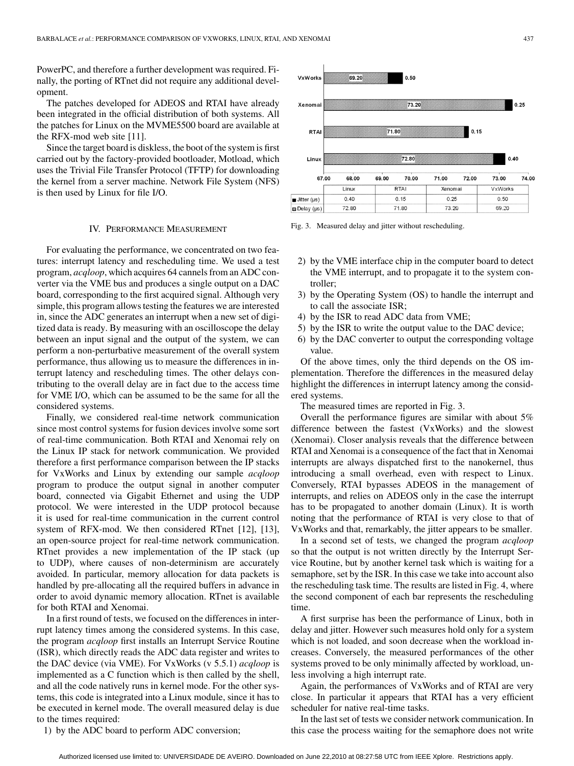PowerPC, and therefore a further development was required. Finally, the porting of RTnet did not require any additional development.

The patches developed for ADEOS and RTAI have already been integrated in the official distribution of both systems. All the patches for Linux on the MVME5500 board are available at the RFX-mod web site [11].

Since the target board is diskless, the boot of the system is first carried out by the factory-provided bootloader, Motload, which uses the Trivial File Transfer Protocol (TFTP) for downloading the kernel from a server machine. Network File System (NFS) is then used by Linux for file I/O.

## IV. Performance Measurement

For evaluating the performance, we concentrated on two features: interrupt latency and rescheduling time. We used a test program, *acqloop*, which acquires 64 cannels from an ADC converter via the VME bus and produces a single output on a DAC board, corresponding to the first acquired signal. Although very simple, this program allows testing the features we are interested in, since the ADC generates an interrupt when a new set of digitized data is ready. By measuring with an oscilloscope the delay between an input signal and the output of the system, we can perform a non-perturbative measurement of the overall system performance, thus allowing us to measure the differences in interrupt latency and rescheduling times. The other delays contributing to the overall delay are in fact due to the access time for VME I/O, which can be assumed to be the same for all the considered systems.

Finally, we considered real-time network communication since most control systems for fusion devices involve some sort of real-time communication. Both RTAI and Xenomai rely on the Linux IP stack for network communication. We provided therefore a first performance comparison between the IP stacks for VxWorks and Linux by extending our sample *acqloop* program to produce the output signal in another computer board, connected via Gigabit Ethernet and using the UDP protocol. We were interested in the UDP protocol because it is used for real-time communication in the current control system of RFX-mod. We then considered RTnet [12], [13], an open-source project for real-time network communication. RTnet provides a new implementation of the IP stack (up to UDP), where causes of non-determinism are accurately avoided. In particular, memory allocation for data packets is handled by pre-allocating all the required buffers in advance in order to avoid dynamic memory allocation. RTnet is available for both RTAI and Xenomai.

In a first round of tests, we focused on the differences in interrupt latency times among the considered systems. In this case, the program *acqloop* first installs an Interrupt Service Routine (ISR), which directly reads the ADC data register and writes to the DAC device (via VME). For VxWorks (v 5.5.1) *acqloop* is implemented as a C function which is then called by the shell, and all the code natively runs in kernel mode. For the other systems, this code is integrated into a Linux module, since it has to be executed in kernel mode. The overall measured delay is due to the times required:

1) by the ADC board to perform ADC conversion;
2) by the VME interface chip in the computer board to detect the VME interrupt, and to propagate it to the system controller;
3) by the Operating System (OS) to handle the interrupt and to call the associate ISR;
4) by the ISR to read ADC data from VME;
5) by the ISR to write the output value to the DAC device;
6) by the DAC converter to output the corresponding voltage value.

|  | Linux | RTAI | Xenomai | VxWorks |
|---|---|---|---|---|
| Jitter (μs) | 0.40 | 0.15 | 0.25 | 0.50 |
| Delay (μs) | 72.80 | 71.80 | 73.20 | 69.20 |

Fig. 3. Measured delay and jitter without rescheduling.

Of the above times, only the third depends on the OS implementation. Therefore the differences in the measured delay highlight the differences in interrupt latency among the considered systems.

The measured times are reported in Fig. 3.

Overall the performance figures are similar with about 5% difference between the fastest (VxWorks) and the slowest (Xenomai). Closer analysis reveals that the difference between RTAI and Xenomai is a consequence of the fact that in Xenomai interrupts are always dispatched first to the nanokernel, thus introducing a small overhead, even with respect to Linux. Conversely, RTAI bypasses ADEOS in the management of interrupts, and relies on ADEOS only in the case the interrupt has to be propagated to another domain (Linux). It is worth noting that the performance of RTAI is very close to that of VxWorks and that, remarkably, the jitter appears to be smaller.

In a second set of tests, we changed the program *acqloop* so that the output is not written directly by the Interrupt Service Routine, but by another kernel task which is waiting for a semaphore, set by the ISR. In this case we take into account also the rescheduling task time. The results are listed in Fig. 4, where the second component of each bar represents the rescheduling time.

A first surprise has been the performance of Linux, both in delay and jitter. However such measures hold only for a system which is not loaded, and soon decrease when the workload increases. Conversely, the measured performances of the other systems proved to be only minimally affected by workload, unless involving a high interrupt rate.

Again, the performances of VxWorks and of RTAI are very close. In particular it appears that RTAI has a very efficient scheduler for native real-time tasks.

In the last set of tests we consider network communication. In this case the process waiting for the semaphore does not write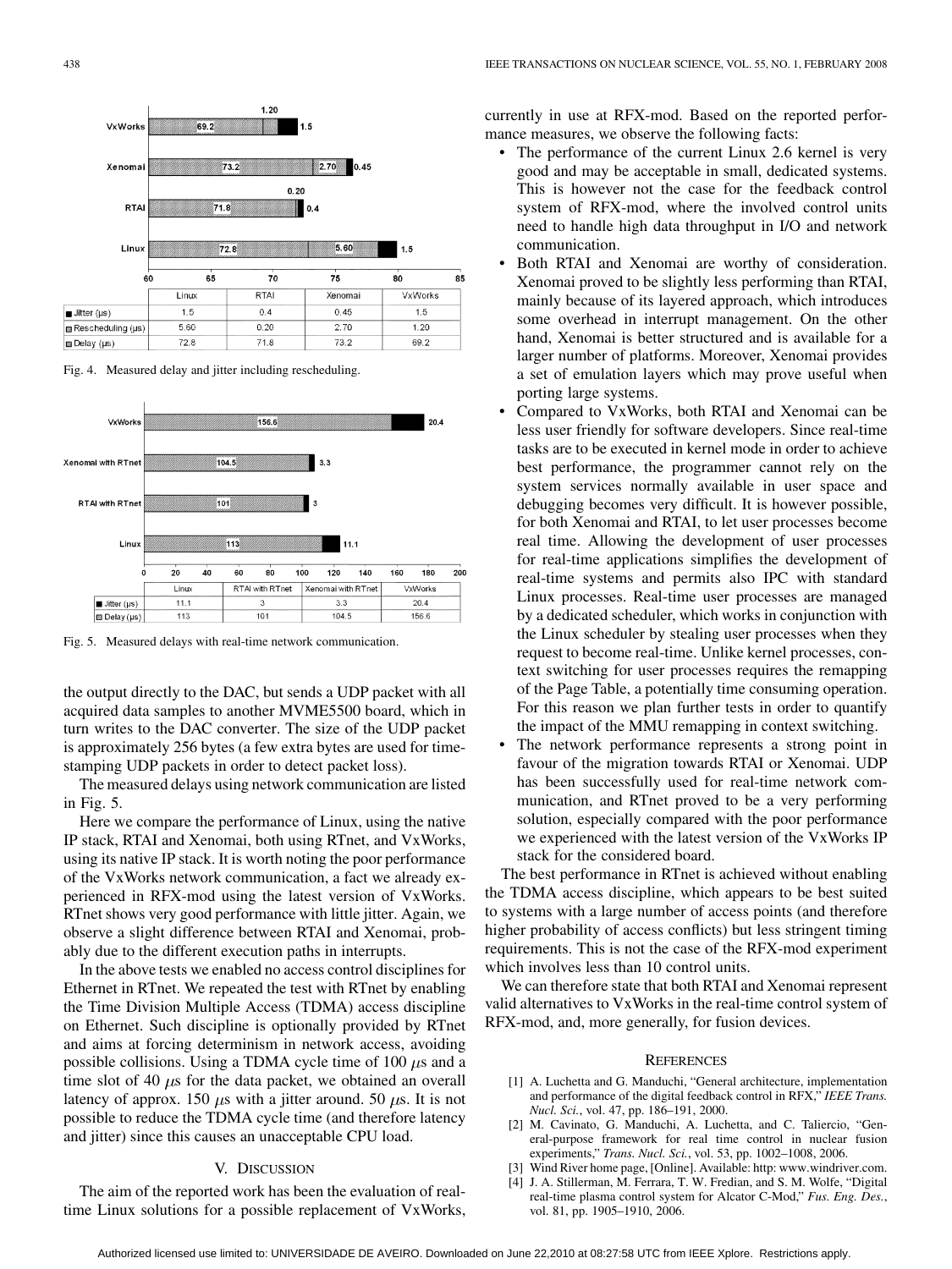| | Linux | RTAI | Xenomai | VxWorks |
|---|---|---|---|---|
| Jitter (µs) | 1.5 | 0.4 | 0.45 | 1.5 |
| Rescheduling (µs) | 5.60 | 0.20 | 2.70 | 1.20 |
| Delay (µs) | 72.8 | 71.8 | 73.2 | 69.2 |

Fig. 4. Measured delay and jitter including rescheduling.

| | Linux | RTAI with RTnet | Xenomai with RTnet | VxWorks |
|---|---|---|---|---|
| Jitter (µs) | 11.1 | 3 | 3.3 | 20.4 |
| Delay (µs) | 113 | 101 | 104.5 | 156.6 |

Fig. 5. Measured delays with real-time network communication.

the output directly to the DAC, but sends a UDP packet with all acquired data samples to another MVME5500 board, which in turn writes to the DAC converter. The size of the UDP packet is approximately 256 bytes (a few extra bytes are used for time-stamping UDP packets in order to detect packet loss).

The measured delays using network communication are listed in Fig. 5.

Here we compare the performance of Linux, using the native IP stack, RTAI and Xenomai, both using RTnet, and VxWorks, using its native IP stack. It is worth noting the poor performance of the VxWorks network communication, a fact we already experienced in RFX-mod using the latest version of VxWorks. RTnet shows very good performance with little jitter. Again, we observe a slight difference between RTAI and Xenomai, probably due to the different execution paths in interrupts.

In the above tests we enabled no access control disciplines for Ethernet in RTnet. We repeated the test with RTnet by enabling the Time Division Multiple Access (TDMA) access discipline on Ethernet. Such discipline is optionally provided by RTnet and aims at forcing determinism in network access, avoiding possible collisions. Using a TDMA cycle time of 100 $\mu$s and a time slot of 40 $\mu$s for the data packet, we obtained an overall latency of approx. 150 $\mu$s with a jitter around. 50 $\mu$s. It is not possible to reduce the TDMA cycle time (and therefore latency and jitter) since this causes an unacceptable CPU load.

## V. Discussion

The aim of the reported work has been the evaluation of real-time Linux solutions for a possible replacement of VxWorks, currently in use at RFX-mod. Based on the reported performance measures, we observe the following facts:

- The performance of the current Linux 2.6 kernel is very good and may be acceptable in small, dedicated systems. This is however not the case for the feedback control system of RFX-mod, where the involved control units need to handle high data throughput in I/O and network communication.
- Both RTAI and Xenomai are worthy of consideration. Xenomai proved to be slightly less performing than RTAI, mainly because of its layered approach, which introduces some overhead in interrupt management. On the other hand, Xenomai is better structured and is available for a larger number of platforms. Moreover, Xenomai provides a set of emulation layers which may prove useful when porting large systems.
- Compared to VxWorks, both RTAI and Xenomai can be less user friendly for software developers. Since real-time tasks are to be executed in kernel mode in order to achieve best performance, the programmer cannot rely on the system services normally available in user space and debugging becomes very difficult. It is however possible, for both Xenomai and RTAI, to let user processes become real time. Allowing the development of user processes for real-time applications simplifies the development of real-time systems and permits also IPC with standard Linux processes. Real-time user processes are managed by a dedicated scheduler, which works in conjunction with the Linux scheduler by stealing user processes when they request to become real-time. Unlike kernel processes, context switching for user processes requires the remapping of the Page Table, a potentially time consuming operation. For this reason we plan further tests in order to quantify the impact of the MMU remapping in context switching.
- The network performance represents a strong point in favour of the migration towards RTAI or Xenomai. UDP has been successfully used for real-time network communication, and RTnet proved to be a very performing solution, especially compared with the poor performance we experienced with the latest version of the VxWorks IP stack for the considered board.

The best performance in RTnet is achieved without enabling the TDMA access discipline, which appears to be best suited to systems with a large number of access points (and therefore higher probability of access conflicts) but less stringent timing requirements. This is not the case of the RFX-mod experiment which involves less than 10 control units.

We can therefore state that both RTAI and Xenomai represent valid alternatives to VxWorks in the real-time control system of RFX-mod, and, more generally, for fusion devices.

## References

[1] A. Luchetta and G. Manduchi, "General architecture, implementation and performance of the digital feedback control in RFX," *IEEE Trans. Nucl. Sci.*, vol. 47, pp. 186–191, 2000.

[2] M. Cavinato, G. Manduchi, A. Luchetta, and C. Taliercio, "General-purpose framework for real time control in nuclear fusion experiments," *Trans. Nucl. Sci.*, vol. 53, pp. 1002–1008, 2006.

[3] Wind River home page, [Online]. Available: http: www.windriver.com.

[4] J. A. Stillerman, M. Ferrara, T. W. Fredian, and S. M. Wolfe, "Digital real-time plasma control system for Alcator C-Mod," *Fus. Eng. Des.*, vol. 81, pp. 1905–1910, 2006.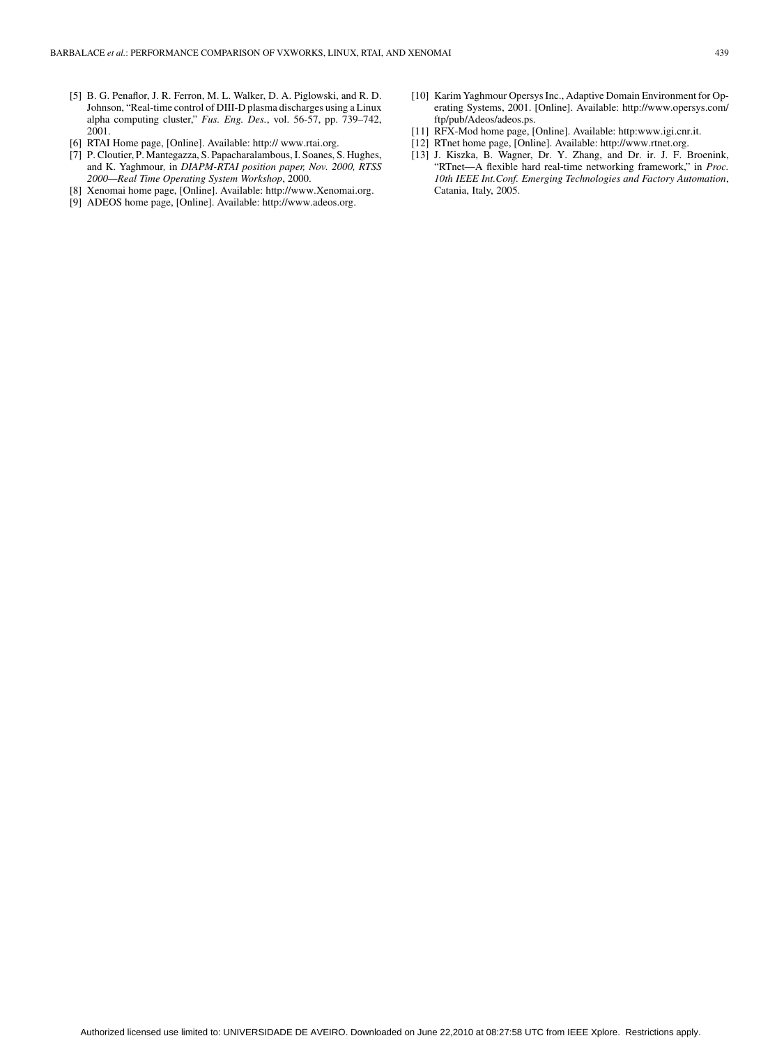[5] B. G. Penaflor, J. R. Ferron, M. L. Walker, D. A. Piglowski, and R. D. Johnson, "Real-time control of DIII-D plasma discharges using a Linux alpha computing cluster," *Fus. Eng. Des.*, vol. 56-57, pp. 739–742, 2001.

[6] RTAI Home page, [Online]. Available: http:// www.rtai.org.

[7] P. Cloutier, P. Mantegazza, S. Papacharalambous, I. Soanes, S. Hughes, and K. Yaghmour, in *DIAPM-RTAI position paper, Nov. 2000, RTSS 2000—Real Time Operating System Workshop*, 2000.

[8] Xenomai home page, [Online]. Available: http://www.Xenomai.org.

[9] ADEOS home page, [Online]. Available: http://www.adeos.org.

[10] Karim Yaghmour Opersys Inc., Adaptive Domain Environment for Operating Systems, 2001. [Online]. Available: http://www.opersys.com/ftp/pub/Adeos/adeos.ps.

[11] RFX-Mod home page, [Online]. Available: http:www.igi.cnr.it.

[12] RTnet home page, [Online]. Available: http://www.rtnet.org.

[13] J. Kiszka, B. Wagner, Dr. Y. Zhang, and Dr. ir. J. F. Broenink, "RTnet—A flexible hard real-time networking framework," in *Proc. 10th IEEE Int.Conf. Emerging Technologies and Factory Automation*, Catania, Italy, 2005.